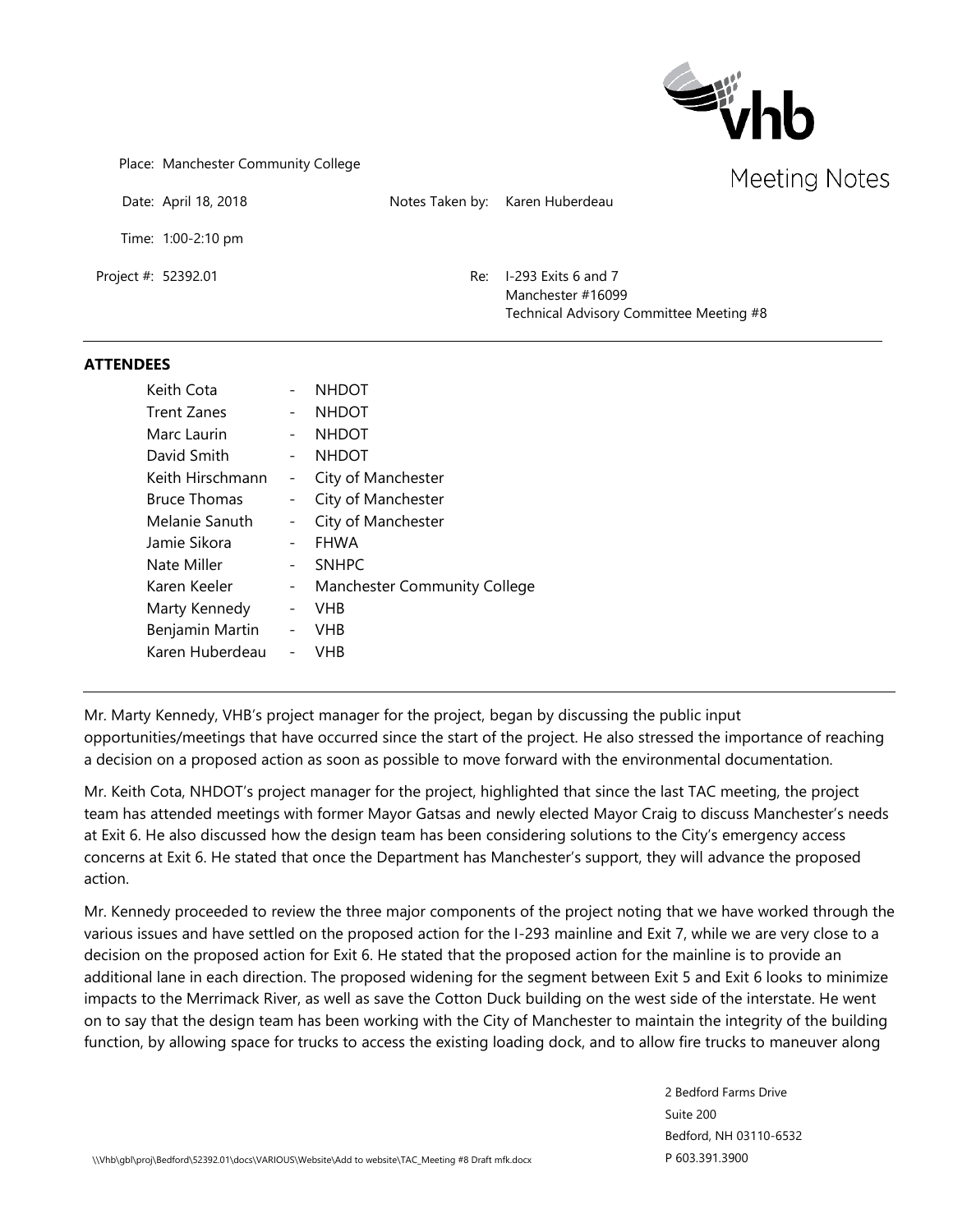# Meeting Notes

Place: Manchester Community College

Date: April 18, 2018 — Notes Taken by: Karen Huberdeau

Time: 1:00-2:10 pm

Project #: 52392.01 — Re: I-293 Exits 6 and 7
Manchester #16099
Technical Advisory Committee Meeting #8

---

## ATTENDEES

| Name | | Organization |
|---|---|---|
| Keith Cota | - | NHDOT |
| Trent Zanes | - | NHDOT |
| Marc Laurin | - | NHDOT |
| David Smith | - | NHDOT |
| Keith Hirschmann | - | City of Manchester |
| Bruce Thomas | - | City of Manchester |
| Melanie Sanuth | - | City of Manchester |
| Jamie Sikora | - | FHWA |
| Nate Miller | - | SNHPC |
| Karen Keeler | - | Manchester Community College |
| Marty Kennedy | - | VHB |
| Benjamin Martin | - | VHB |
| Karen Huberdeau | - | VHB |

---

Mr. Marty Kennedy, VHB's project manager for the project, began by discussing the public input opportunities/meetings that have occurred since the start of the project. He also stressed the importance of reaching a decision on a proposed action as soon as possible to move forward with the environmental documentation.

Mr. Keith Cota, NHDOT's project manager for the project, highlighted that since the last TAC meeting, the project team has attended meetings with former Mayor Gatsas and newly elected Mayor Craig to discuss Manchester's needs at Exit 6. He also discussed how the design team has been considering solutions to the City's emergency access concerns at Exit 6. He stated that once the Department has Manchester's support, they will advance the proposed action.

Mr. Kennedy proceeded to review the three major components of the project noting that we have worked through the various issues and have settled on the proposed action for the I-293 mainline and Exit 7, while we are very close to a decision on the proposed action for Exit 6. He stated that the proposed action for the mainline is to provide an additional lane in each direction. The proposed widening for the segment between Exit 5 and Exit 6 looks to minimize impacts to the Merrimack River, as well as save the Cotton Duck building on the west side of the interstate. He went on to say that the design team has been working with the City of Manchester to maintain the integrity of the building function, by allowing space for trucks to access the existing loading dock, and to allow fire trucks to maneuver along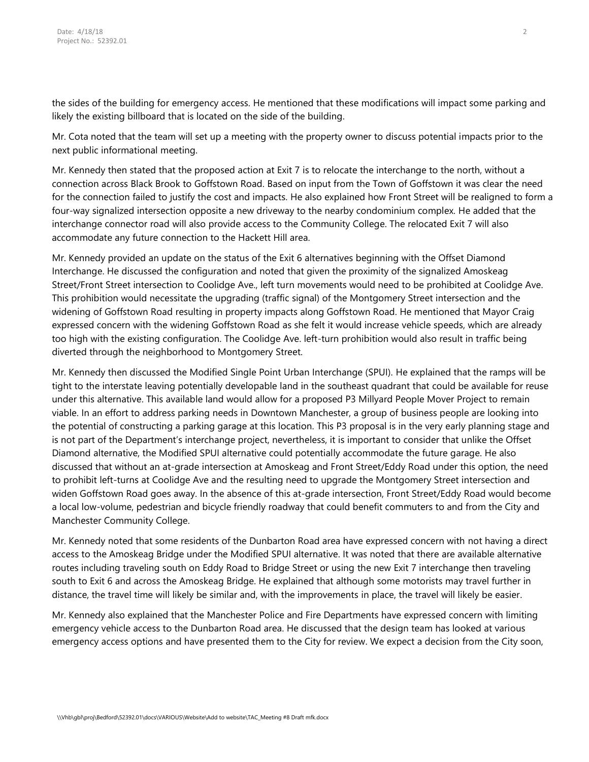the sides of the building for emergency access. He mentioned that these modifications will impact some parking and likely the existing billboard that is located on the side of the building.

Mr. Cota noted that the team will set up a meeting with the property owner to discuss potential impacts prior to the next public informational meeting.

Mr. Kennedy then stated that the proposed action at Exit 7 is to relocate the interchange to the north, without a connection across Black Brook to Goffstown Road. Based on input from the Town of Goffstown it was clear the need for the connection failed to justify the cost and impacts. He also explained how Front Street will be realigned to form a four-way signalized intersection opposite a new driveway to the nearby condominium complex. He added that the interchange connector road will also provide access to the Community College. The relocated Exit 7 will also accommodate any future connection to the Hackett Hill area.

Mr. Kennedy provided an update on the status of the Exit 6 alternatives beginning with the Offset Diamond Interchange. He discussed the configuration and noted that given the proximity of the signalized Amoskeag Street/Front Street intersection to Coolidge Ave., left turn movements would need to be prohibited at Coolidge Ave. This prohibition would necessitate the upgrading (traffic signal) of the Montgomery Street intersection and the widening of Goffstown Road resulting in property impacts along Goffstown Road. He mentioned that Mayor Craig expressed concern with the widening Goffstown Road as she felt it would increase vehicle speeds, which are already too high with the existing configuration. The Coolidge Ave. left-turn prohibition would also result in traffic being diverted through the neighborhood to Montgomery Street.

Mr. Kennedy then discussed the Modified Single Point Urban Interchange (SPUI). He explained that the ramps will be tight to the interstate leaving potentially developable land in the southeast quadrant that could be available for reuse under this alternative. This available land would allow for a proposed P3 Millyard People Mover Project to remain viable. In an effort to address parking needs in Downtown Manchester, a group of business people are looking into the potential of constructing a parking garage at this location. This P3 proposal is in the very early planning stage and is not part of the Department's interchange project, nevertheless, it is important to consider that unlike the Offset Diamond alternative, the Modified SPUI alternative could potentially accommodate the future garage. He also discussed that without an at-grade intersection at Amoskeag and Front Street/Eddy Road under this option, the need to prohibit left-turns at Coolidge Ave and the resulting need to upgrade the Montgomery Street intersection and widen Goffstown Road goes away. In the absence of this at-grade intersection, Front Street/Eddy Road would become a local low-volume, pedestrian and bicycle friendly roadway that could benefit commuters to and from the City and Manchester Community College.

Mr. Kennedy noted that some residents of the Dunbarton Road area have expressed concern with not having a direct access to the Amoskeag Bridge under the Modified SPUI alternative. It was noted that there are available alternative routes including traveling south on Eddy Road to Bridge Street or using the new Exit 7 interchange then traveling south to Exit 6 and across the Amoskeag Bridge. He explained that although some motorists may travel further in distance, the travel time will likely be similar and, with the improvements in place, the travel will likely be easier.

Mr. Kennedy also explained that the Manchester Police and Fire Departments have expressed concern with limiting emergency vehicle access to the Dunbarton Road area. He discussed that the design team has looked at various emergency access options and have presented them to the City for review. We expect a decision from the City soon,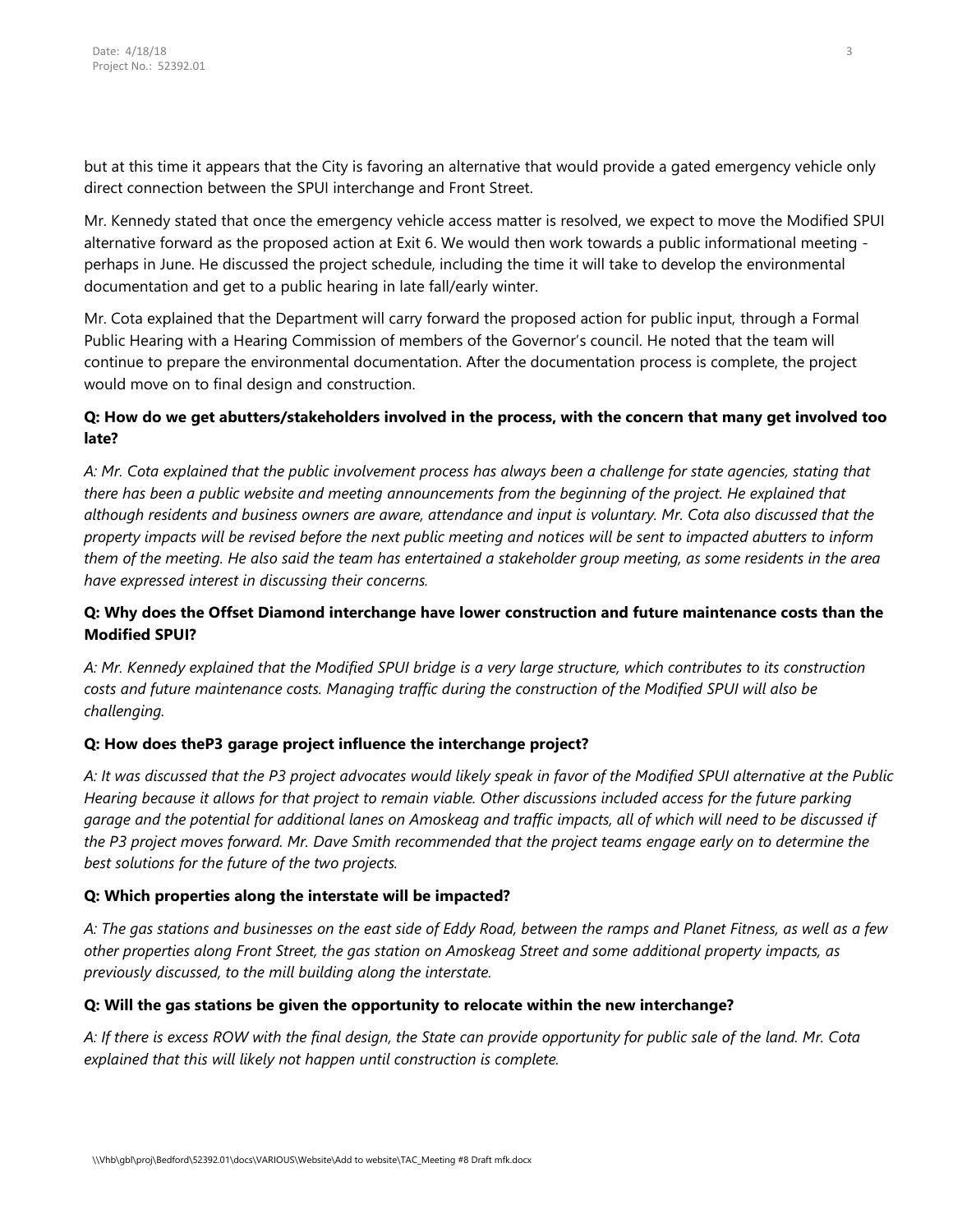but at this time it appears that the City is favoring an alternative that would provide a gated emergency vehicle only direct connection between the SPUI interchange and Front Street.

Mr. Kennedy stated that once the emergency vehicle access matter is resolved, we expect to move the Modified SPUI alternative forward as the proposed action at Exit 6. We would then work towards a public informational meeting - perhaps in June. He discussed the project schedule, including the time it will take to develop the environmental documentation and get to a public hearing in late fall/early winter.

Mr. Cota explained that the Department will carry forward the proposed action for public input, through a Formal Public Hearing with a Hearing Commission of members of the Governor's council. He noted that the team will continue to prepare the environmental documentation. After the documentation process is complete, the project would move on to final design and construction.

**Q: How do we get abutters/stakeholders involved in the process, with the concern that many get involved too late?**

*A: Mr. Cota explained that the public involvement process has always been a challenge for state agencies, stating that there has been a public website and meeting announcements from the beginning of the project. He explained that although residents and business owners are aware, attendance and input is voluntary. Mr. Cota also discussed that the property impacts will be revised before the next public meeting and notices will be sent to impacted abutters to inform them of the meeting. He also said the team has entertained a stakeholder group meeting, as some residents in the area have expressed interest in discussing their concerns.*

**Q: Why does the Offset Diamond interchange have lower construction and future maintenance costs than the Modified SPUI?**

*A: Mr. Kennedy explained that the Modified SPUI bridge is a very large structure, which contributes to its construction costs and future maintenance costs. Managing traffic during the construction of the Modified SPUI will also be challenging.*

**Q: How does theP3 garage project influence the interchange project?**

*A: It was discussed that the P3 project advocates would likely speak in favor of the Modified SPUI alternative at the Public Hearing because it allows for that project to remain viable. Other discussions included access for the future parking garage and the potential for additional lanes on Amoskeag and traffic impacts, all of which will need to be discussed if the P3 project moves forward. Mr. Dave Smith recommended that the project teams engage early on to determine the best solutions for the future of the two projects.*

**Q: Which properties along the interstate will be impacted?**

*A: The gas stations and businesses on the east side of Eddy Road, between the ramps and Planet Fitness, as well as a few other properties along Front Street, the gas station on Amoskeag Street and some additional property impacts, as previously discussed, to the mill building along the interstate.*

**Q: Will the gas stations be given the opportunity to relocate within the new interchange?**

*A: If there is excess ROW with the final design, the State can provide opportunity for public sale of the land. Mr. Cota explained that this will likely not happen until construction is complete.*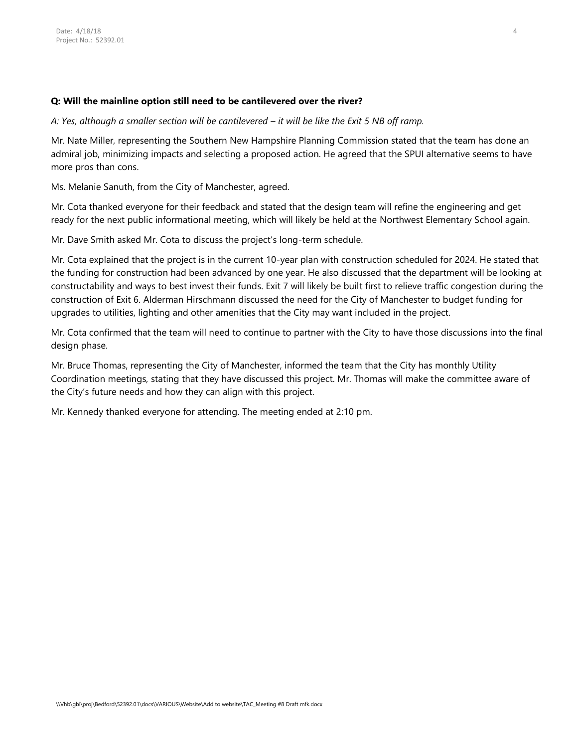**Q: Will the mainline option still need to be cantilevered over the river?**

*A: Yes, although a smaller section will be cantilevered – it will be like the Exit 5 NB off ramp.*

Mr. Nate Miller, representing the Southern New Hampshire Planning Commission stated that the team has done an admiral job, minimizing impacts and selecting a proposed action. He agreed that the SPUI alternative seems to have more pros than cons.

Ms. Melanie Sanuth, from the City of Manchester, agreed.

Mr. Cota thanked everyone for their feedback and stated that the design team will refine the engineering and get ready for the next public informational meeting, which will likely be held at the Northwest Elementary School again.

Mr. Dave Smith asked Mr. Cota to discuss the project's long-term schedule.

Mr. Cota explained that the project is in the current 10-year plan with construction scheduled for 2024. He stated that the funding for construction had been advanced by one year. He also discussed that the department will be looking at constructability and ways to best invest their funds. Exit 7 will likely be built first to relieve traffic congestion during the construction of Exit 6. Alderman Hirschmann discussed the need for the City of Manchester to budget funding for upgrades to utilities, lighting and other amenities that the City may want included in the project.

Mr. Cota confirmed that the team will need to continue to partner with the City to have those discussions into the final design phase.

Mr. Bruce Thomas, representing the City of Manchester, informed the team that the City has monthly Utility Coordination meetings, stating that they have discussed this project. Mr. Thomas will make the committee aware of the City's future needs and how they can align with this project.

Mr. Kennedy thanked everyone for attending. The meeting ended at 2:10 pm.